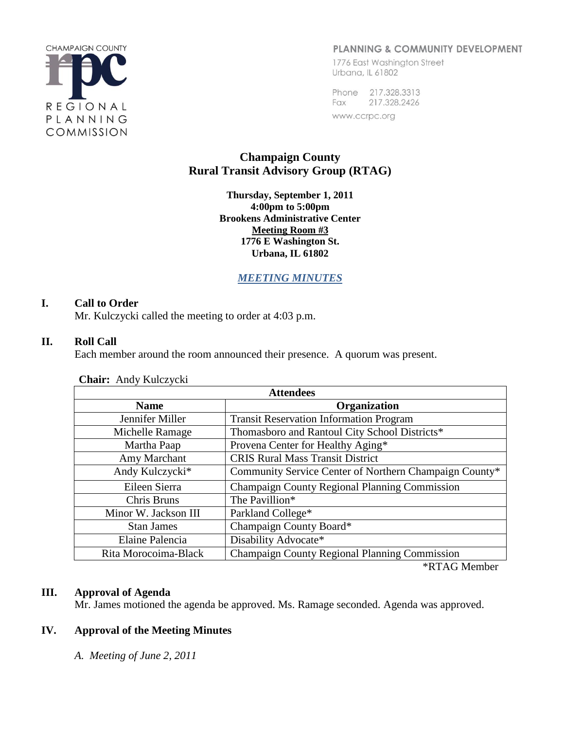CHAMPAIGN COUNTY REGIONAL PLANNING COMMISSION

PLANNING & COMMUNITY DEVELOPMENT
1776 East Washington Street
Urbana, IL 61802

Phone 217.328.3313
Fax 217.328.2426
www.ccrpc.org

# Champaign County Rural Transit Advisory Group (RTAG)

**Thursday, September 1, 2011**
**4:00pm to 5:00pm**
**Brookens Administrative Center**
**Meeting Room #3**
**1776 E Washington St.**
**Urbana, IL 61802**

***MEETING MINUTES***

## I. Call to Order

Mr. Kulczycki called the meeting to order at 4:03 p.m.

## II. Roll Call

Each member around the room announced their presence. A quorum was present.

**Chair:** Andy Kulczycki

| Attendees | |
|---|---|
| **Name** | **Organization** |
| Jennifer Miller | Transit Reservation Information Program |
| Michelle Ramage | Thomasboro and Rantoul City School Districts* |
| Martha Paap | Provena Center for Healthy Aging* |
| Amy Marchant | CRIS Rural Mass Transit District |
| Andy Kulczycki* | Community Service Center of Northern Champaign County* |
| Eileen Sierra | Champaign County Regional Planning Commission |
| Chris Bruns | The Pavillion* |
| Minor W. Jackson III | Parkland College* |
| Stan James | Champaign County Board* |
| Elaine Palencia | Disability Advocate* |
| Rita Morocoima-Black | Champaign County Regional Planning Commission |

*RTAG Member

## III. Approval of Agenda

Mr. James motioned the agenda be approved. Ms. Ramage seconded. Agenda was approved.

## IV. Approval of the Meeting Minutes

*A. Meeting of June 2, 2011*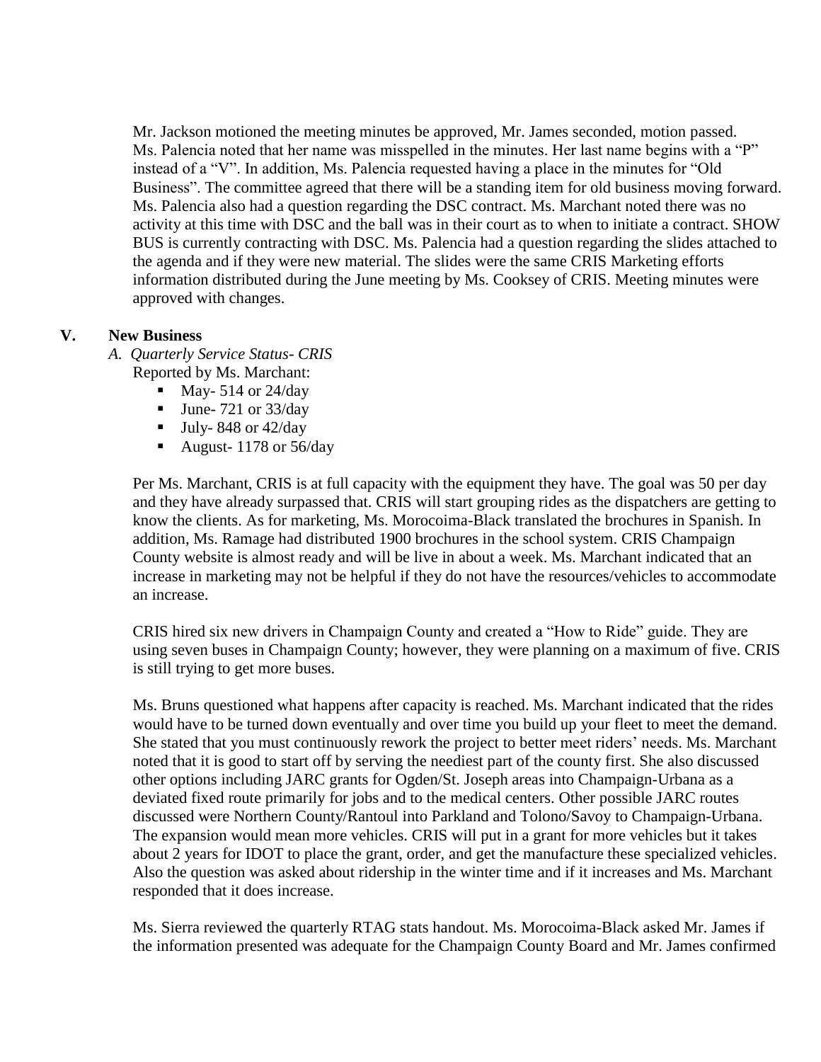Mr. Jackson motioned the meeting minutes be approved, Mr. James seconded, motion passed. Ms. Palencia noted that her name was misspelled in the minutes. Her last name begins with a "P" instead of a "V". In addition, Ms. Palencia requested having a place in the minutes for "Old Business". The committee agreed that there will be a standing item for old business moving forward. Ms. Palencia also had a question regarding the DSC contract. Ms. Marchant noted there was no activity at this time with DSC and the ball was in their court as to when to initiate a contract. SHOW BUS is currently contracting with DSC. Ms. Palencia had a question regarding the slides attached to the agenda and if they were new material. The slides were the same CRIS Marketing efforts information distributed during the June meeting by Ms. Cooksey of CRIS. Meeting minutes were approved with changes.

## V. New Business

*A. Quarterly Service Status- CRIS*

Reported by Ms. Marchant:

- May- 514 or 24/day
- June- 721 or 33/day
- July- 848 or 42/day
- August- 1178 or 56/day

Per Ms. Marchant, CRIS is at full capacity with the equipment they have. The goal was 50 per day and they have already surpassed that. CRIS will start grouping rides as the dispatchers are getting to know the clients. As for marketing, Ms. Morocoima-Black translated the brochures in Spanish. In addition, Ms. Ramage had distributed 1900 brochures in the school system. CRIS Champaign County website is almost ready and will be live in about a week. Ms. Marchant indicated that an increase in marketing may not be helpful if they do not have the resources/vehicles to accommodate an increase.

CRIS hired six new drivers in Champaign County and created a "How to Ride" guide. They are using seven buses in Champaign County; however, they were planning on a maximum of five. CRIS is still trying to get more buses.

Ms. Bruns questioned what happens after capacity is reached. Ms. Marchant indicated that the rides would have to be turned down eventually and over time you build up your fleet to meet the demand. She stated that you must continuously rework the project to better meet riders' needs. Ms. Marchant noted that it is good to start off by serving the neediest part of the county first. She also discussed other options including JARC grants for Ogden/St. Joseph areas into Champaign-Urbana as a deviated fixed route primarily for jobs and to the medical centers. Other possible JARC routes discussed were Northern County/Rantoul into Parkland and Tolono/Savoy to Champaign-Urbana. The expansion would mean more vehicles. CRIS will put in a grant for more vehicles but it takes about 2 years for IDOT to place the grant, order, and get the manufacture these specialized vehicles. Also the question was asked about ridership in the winter time and if it increases and Ms. Marchant responded that it does increase.

Ms. Sierra reviewed the quarterly RTAG stats handout. Ms. Morocoima-Black asked Mr. James if the information presented was adequate for the Champaign County Board and Mr. James confirmed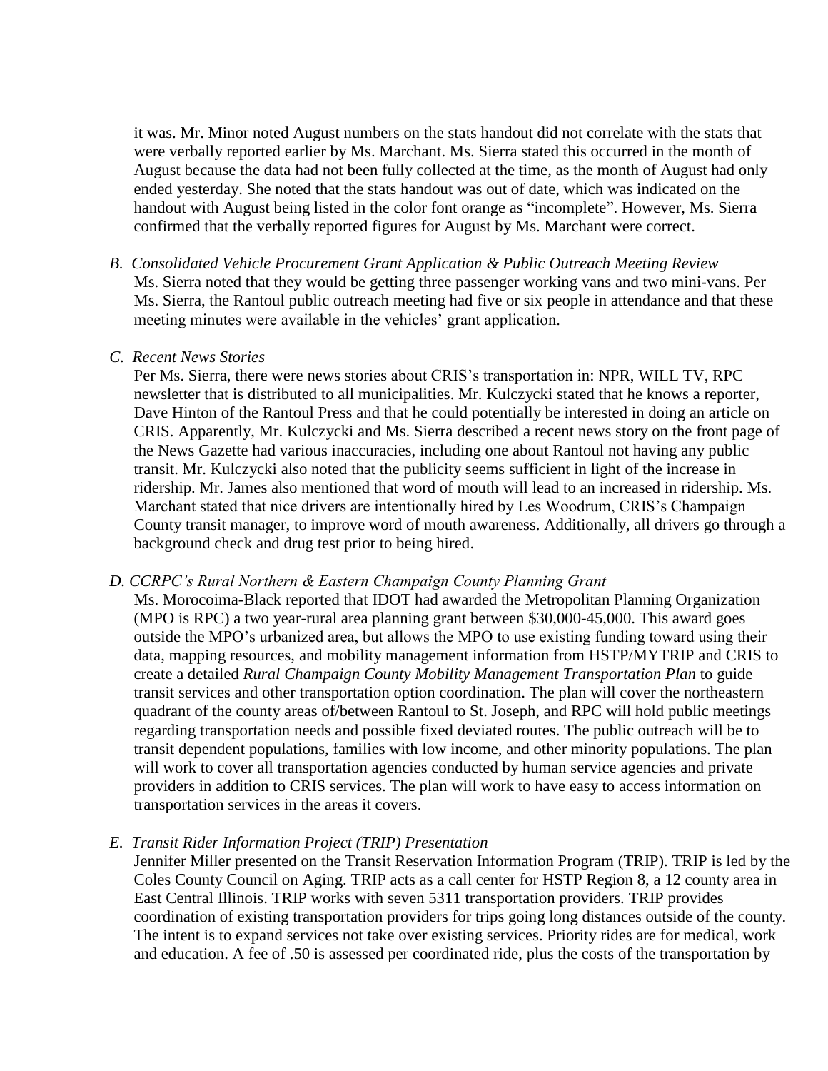it was. Mr. Minor noted August numbers on the stats handout did not correlate with the stats that were verbally reported earlier by Ms. Marchant. Ms. Sierra stated this occurred in the month of August because the data had not been fully collected at the time, as the month of August had only ended yesterday. She noted that the stats handout was out of date, which was indicated on the handout with August being listed in the color font orange as "incomplete". However, Ms. Sierra confirmed that the verbally reported figures for August by Ms. Marchant were correct.

*B. Consolidated Vehicle Procurement Grant Application & Public Outreach Meeting Review*

Ms. Sierra noted that they would be getting three passenger working vans and two mini-vans. Per Ms. Sierra, the Rantoul public outreach meeting had five or six people in attendance and that these meeting minutes were available in the vehicles' grant application.

*C. Recent News Stories*

Per Ms. Sierra, there were news stories about CRIS's transportation in: NPR, WILL TV, RPC newsletter that is distributed to all municipalities. Mr. Kulczycki stated that he knows a reporter, Dave Hinton of the Rantoul Press and that he could potentially be interested in doing an article on CRIS. Apparently, Mr. Kulczycki and Ms. Sierra described a recent news story on the front page of the News Gazette had various inaccuracies, including one about Rantoul not having any public transit. Mr. Kulczycki also noted that the publicity seems sufficient in light of the increase in ridership. Mr. James also mentioned that word of mouth will lead to an increased in ridership. Ms. Marchant stated that nice drivers are intentionally hired by Les Woodrum, CRIS's Champaign County transit manager, to improve word of mouth awareness. Additionally, all drivers go through a background check and drug test prior to being hired.

*D. CCRPC's Rural Northern & Eastern Champaign County Planning Grant*

Ms. Morocoima-Black reported that IDOT had awarded the Metropolitan Planning Organization (MPO is RPC) a two year-rural area planning grant between $30,000-45,000. This award goes outside the MPO's urbanized area, but allows the MPO to use existing funding toward using their data, mapping resources, and mobility management information from HSTP/MYTRIP and CRIS to create a detailed *Rural Champaign County Mobility Management Transportation Plan* to guide transit services and other transportation option coordination. The plan will cover the northeastern quadrant of the county areas of/between Rantoul to St. Joseph, and RPC will hold public meetings regarding transportation needs and possible fixed deviated routes. The public outreach will be to transit dependent populations, families with low income, and other minority populations. The plan will work to cover all transportation agencies conducted by human service agencies and private providers in addition to CRIS services. The plan will work to have easy to access information on transportation services in the areas it covers.

*E. Transit Rider Information Project (TRIP) Presentation*

Jennifer Miller presented on the Transit Reservation Information Program (TRIP). TRIP is led by the Coles County Council on Aging. TRIP acts as a call center for HSTP Region 8, a 12 county area in East Central Illinois. TRIP works with seven 5311 transportation providers. TRIP provides coordination of existing transportation providers for trips going long distances outside of the county. The intent is to expand services not take over existing services. Priority rides are for medical, work and education. A fee of .50 is assessed per coordinated ride, plus the costs of the transportation by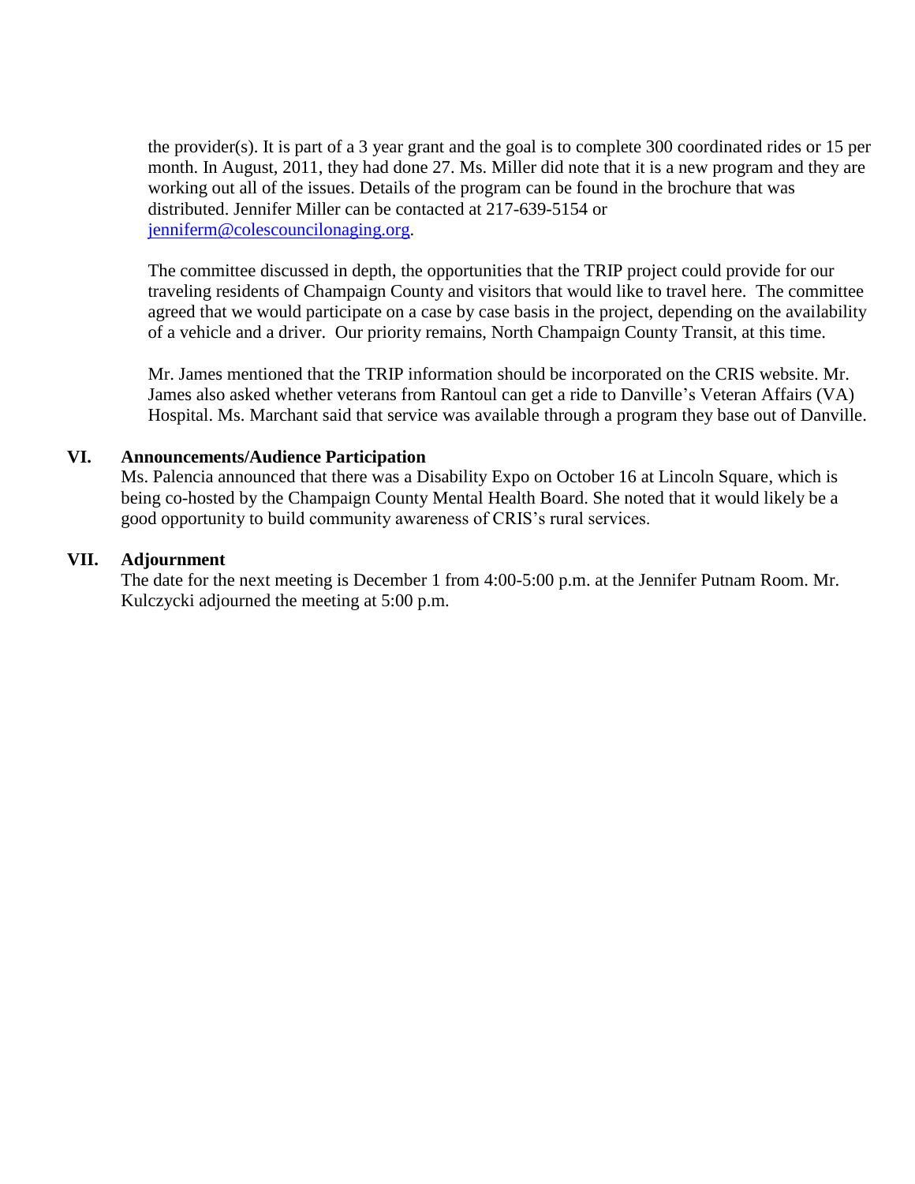the provider(s). It is part of a 3 year grant and the goal is to complete 300 coordinated rides or 15 per month. In August, 2011, they had done 27. Ms. Miller did note that it is a new program and they are working out all of the issues. Details of the program can be found in the brochure that was distributed. Jennifer Miller can be contacted at 217-639-5154 or [jenniferm@colescouncilonaging.org](mailto:jenniferm@colescouncilonaging.org).

The committee discussed in depth, the opportunities that the TRIP project could provide for our traveling residents of Champaign County and visitors that would like to travel here. The committee agreed that we would participate on a case by case basis in the project, depending on the availability of a vehicle and a driver. Our priority remains, North Champaign County Transit, at this time.

Mr. James mentioned that the TRIP information should be incorporated on the CRIS website. Mr. James also asked whether veterans from Rantoul can get a ride to Danville's Veteran Affairs (VA) Hospital. Ms. Marchant said that service was available through a program they base out of Danville.

## VI. Announcements/Audience Participation

Ms. Palencia announced that there was a Disability Expo on October 16 at Lincoln Square, which is being co-hosted by the Champaign County Mental Health Board. She noted that it would likely be a good opportunity to build community awareness of CRIS's rural services.

## VII. Adjournment

The date for the next meeting is December 1 from 4:00-5:00 p.m. at the Jennifer Putnam Room. Mr. Kulczycki adjourned the meeting at 5:00 p.m.